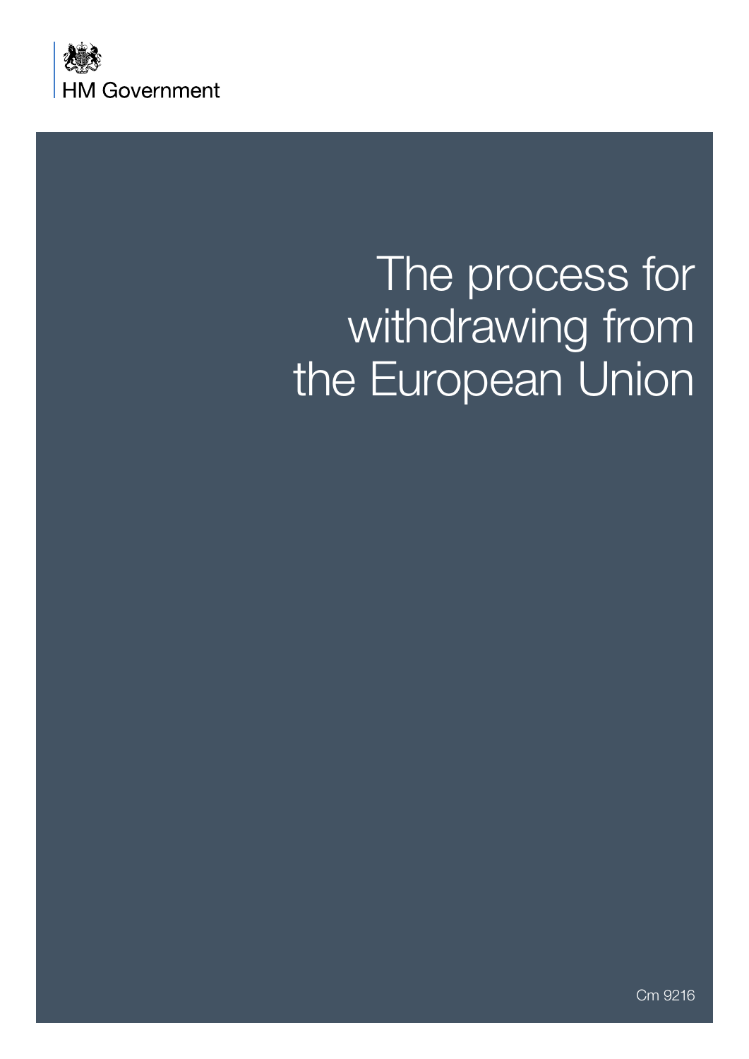HM Government

# The process for withdrawing from the European Union

Cm 9216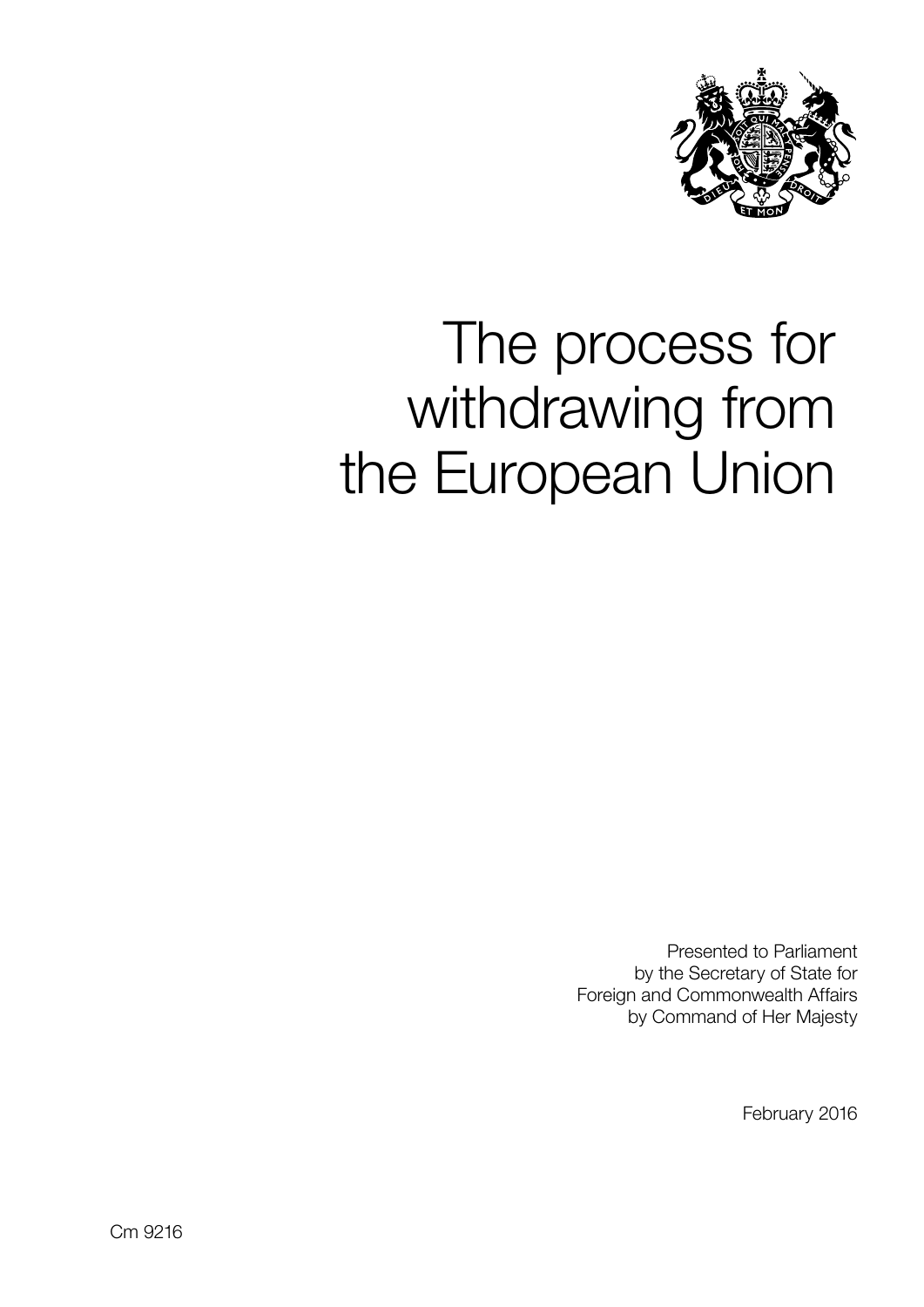# The process for withdrawing from the European Union

Presented to Parliament
by the Secretary of State for
Foreign and Commonwealth Affairs
by Command of Her Majesty

February 2016

Cm 9216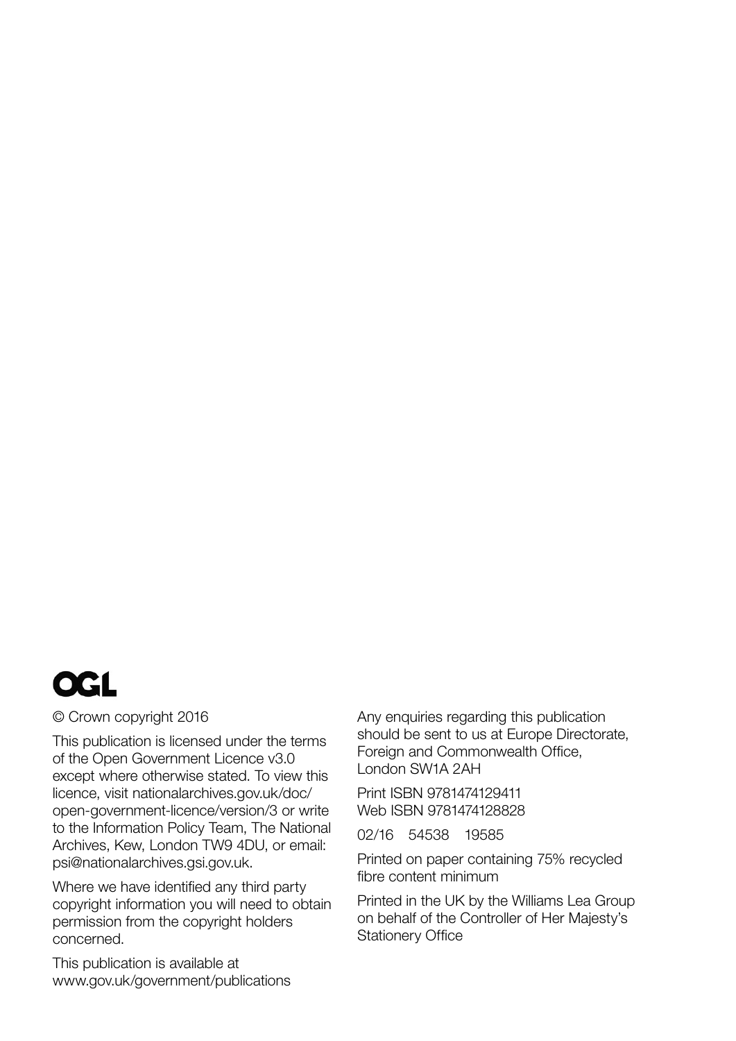OGL

© Crown copyright 2016

This publication is licensed under the terms of the Open Government Licence v3.0 except where otherwise stated. To view this licence, visit nationalarchives.gov.uk/doc/open-government-licence/version/3 or write to the Information Policy Team, The National Archives, Kew, London TW9 4DU, or email: psi@nationalarchives.gsi.gov.uk.

Where we have identified any third party copyright information you will need to obtain permission from the copyright holders concerned.

This publication is available at www.gov.uk/government/publications

Any enquiries regarding this publication should be sent to us at Europe Directorate, Foreign and Commonwealth Office, London SW1A 2AH

Print ISBN 9781474129411
Web ISBN 9781474128828

02/16 54538 19585

Printed on paper containing 75% recycled fibre content minimum

Printed in the UK by the Williams Lea Group on behalf of the Controller of Her Majesty's Stationery Office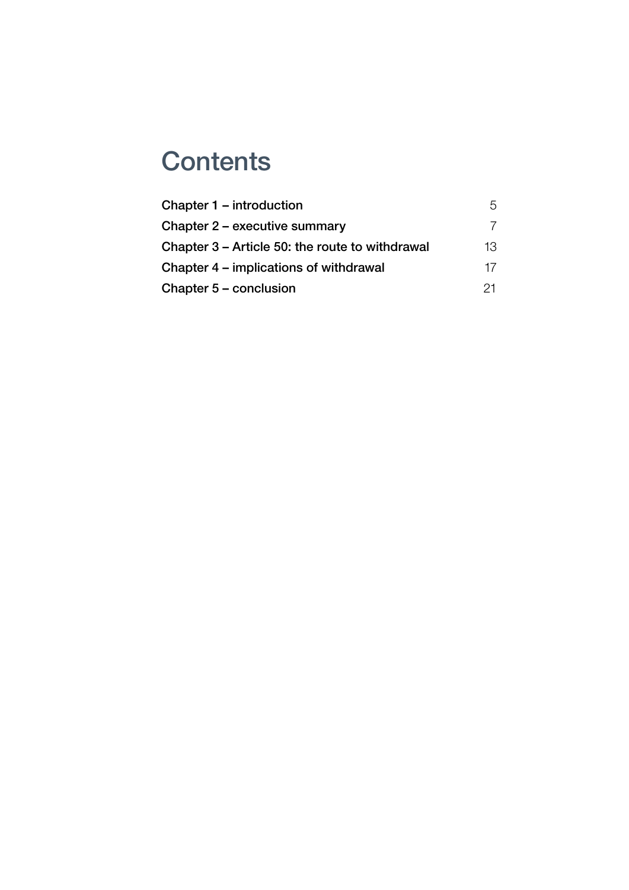# Contents

| | |
|---|---|
| **Chapter 1 – introduction** | 5 |
| **Chapter 2 – executive summary** | 7 |
| **Chapter 3 – Article 50: the route to withdrawal** | 13 |
| **Chapter 4 – implications of withdrawal** | 17 |
| **Chapter 5 – conclusion** | 21 |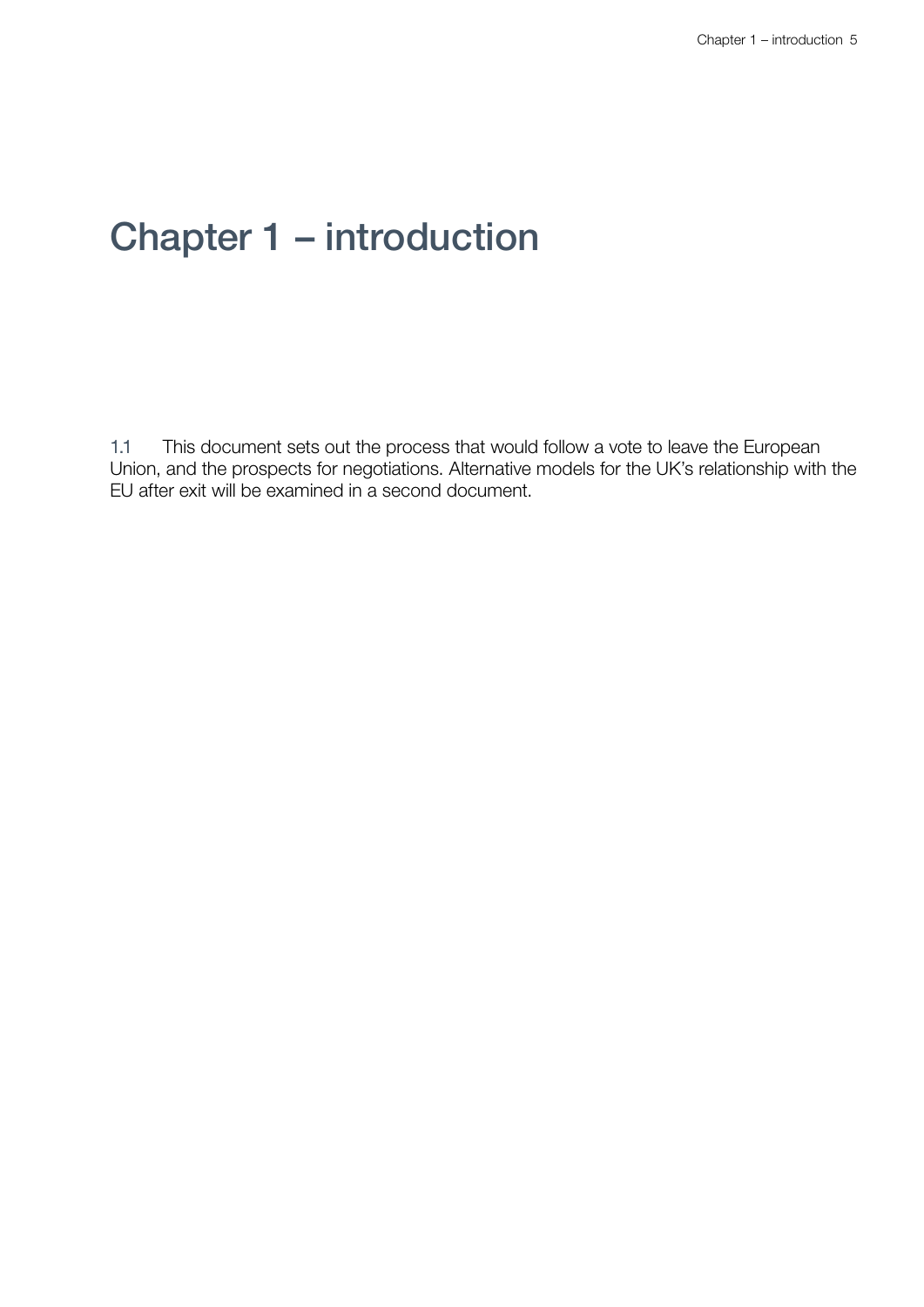# Chapter 1 – introduction

1.1 This document sets out the process that would follow a vote to leave the European Union, and the prospects for negotiations. Alternative models for the UK's relationship with the EU after exit will be examined in a second document.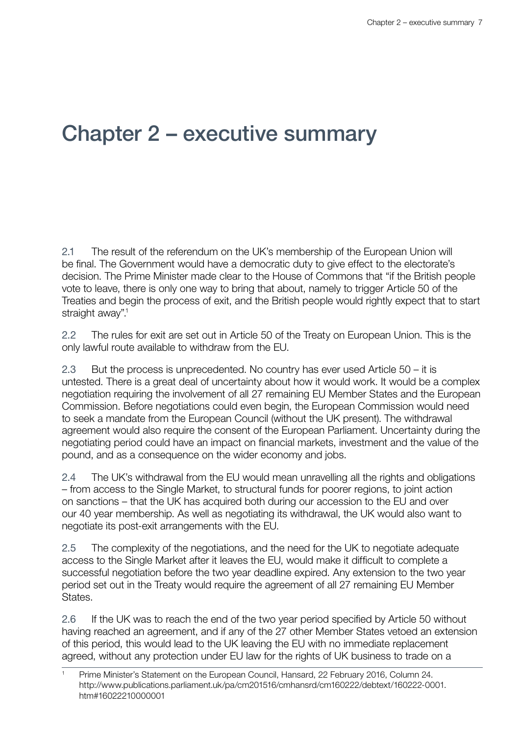# Chapter 2 – executive summary

2.1 The result of the referendum on the UK's membership of the European Union will be final. The Government would have a democratic duty to give effect to the electorate's decision. The Prime Minister made clear to the House of Commons that "if the British people vote to leave, there is only one way to bring that about, namely to trigger Article 50 of the Treaties and begin the process of exit, and the British people would rightly expect that to start straight away".[1]

2.2 The rules for exit are set out in Article 50 of the Treaty on European Union. This is the only lawful route available to withdraw from the EU.

2.3 But the process is unprecedented. No country has ever used Article 50 – it is untested. There is a great deal of uncertainty about how it would work. It would be a complex negotiation requiring the involvement of all 27 remaining EU Member States and the European Commission. Before negotiations could even begin, the European Commission would need to seek a mandate from the European Council (without the UK present). The withdrawal agreement would also require the consent of the European Parliament. Uncertainty during the negotiating period could have an impact on financial markets, investment and the value of the pound, and as a consequence on the wider economy and jobs.

2.4 The UK's withdrawal from the EU would mean unravelling all the rights and obligations – from access to the Single Market, to structural funds for poorer regions, to joint action on sanctions – that the UK has acquired both during our accession to the EU and over our 40 year membership. As well as negotiating its withdrawal, the UK would also want to negotiate its post-exit arrangements with the EU.

2.5 The complexity of the negotiations, and the need for the UK to negotiate adequate access to the Single Market after it leaves the EU, would make it difficult to complete a successful negotiation before the two year deadline expired. Any extension to the two year period set out in the Treaty would require the agreement of all 27 remaining EU Member States.

2.6 If the UK was to reach the end of the two year period specified by Article 50 without having reached an agreement, and if any of the 27 other Member States vetoed an extension of this period, this would lead to the UK leaving the EU with no immediate replacement agreed, without any protection under EU law for the rights of UK business to trade on a

[1] Prime Minister's Statement on the European Council, Hansard, 22 February 2016, Column 24. http://www.publications.parliament.uk/pa/cm201516/cmhansrd/cm160222/debtext/160222-0001.htm#16022210000001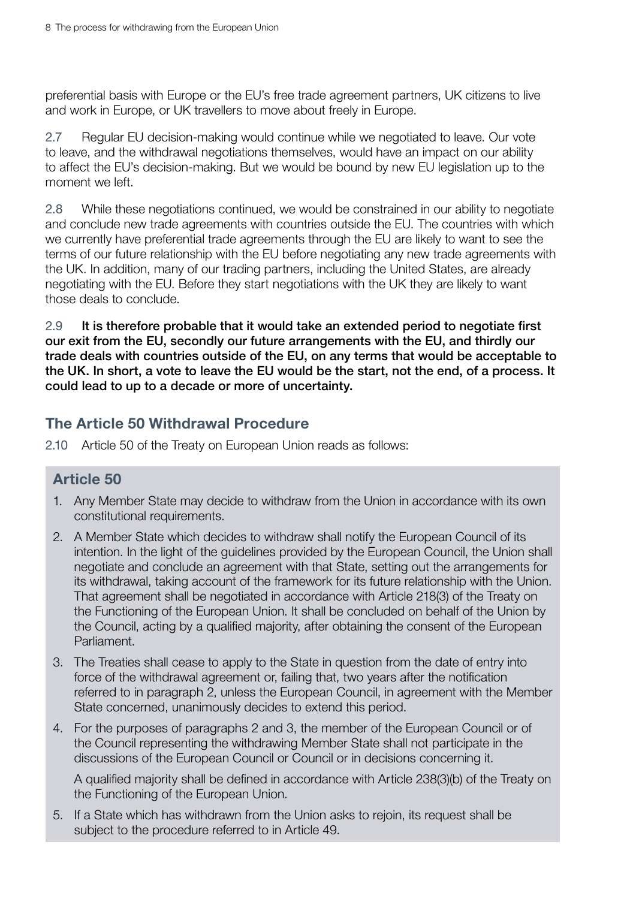preferential basis with Europe or the EU's free trade agreement partners, UK citizens to live and work in Europe, or UK travellers to move about freely in Europe.

2.7 Regular EU decision-making would continue while we negotiated to leave. Our vote to leave, and the withdrawal negotiations themselves, would have an impact on our ability to affect the EU's decision-making. But we would be bound by new EU legislation up to the moment we left.

2.8 While these negotiations continued, we would be constrained in our ability to negotiate and conclude new trade agreements with countries outside the EU. The countries with which we currently have preferential trade agreements through the EU are likely to want to see the terms of our future relationship with the EU before negotiating any new trade agreements with the UK. In addition, many of our trading partners, including the United States, are already negotiating with the EU. Before they start negotiations with the UK they are likely to want those deals to conclude.

2.9 **It is therefore probable that it would take an extended period to negotiate first our exit from the EU, secondly our future arrangements with the EU, and thirdly our trade deals with countries outside of the EU, on any terms that would be acceptable to the UK. In short, a vote to leave the EU would be the start, not the end, of a process. It could lead to up to a decade or more of uncertainty.**

## The Article 50 Withdrawal Procedure

2.10 Article 50 of the Treaty on European Union reads as follows:

### Article 50

1. Any Member State may decide to withdraw from the Union in accordance with its own constitutional requirements.
2. A Member State which decides to withdraw shall notify the European Council of its intention. In the light of the guidelines provided by the European Council, the Union shall negotiate and conclude an agreement with that State, setting out the arrangements for its withdrawal, taking account of the framework for its future relationship with the Union. That agreement shall be negotiated in accordance with Article 218(3) of the Treaty on the Functioning of the European Union. It shall be concluded on behalf of the Union by the Council, acting by a qualified majority, after obtaining the consent of the European Parliament.
3. The Treaties shall cease to apply to the State in question from the date of entry into force of the withdrawal agreement or, failing that, two years after the notification referred to in paragraph 2, unless the European Council, in agreement with the Member State concerned, unanimously decides to extend this period.
4. For the purposes of paragraphs 2 and 3, the member of the European Council or of the Council representing the withdrawing Member State shall not participate in the discussions of the European Council or Council or in decisions concerning it.

   A qualified majority shall be defined in accordance with Article 238(3)(b) of the Treaty on the Functioning of the European Union.
5. If a State which has withdrawn from the Union asks to rejoin, its request shall be subject to the procedure referred to in Article 49.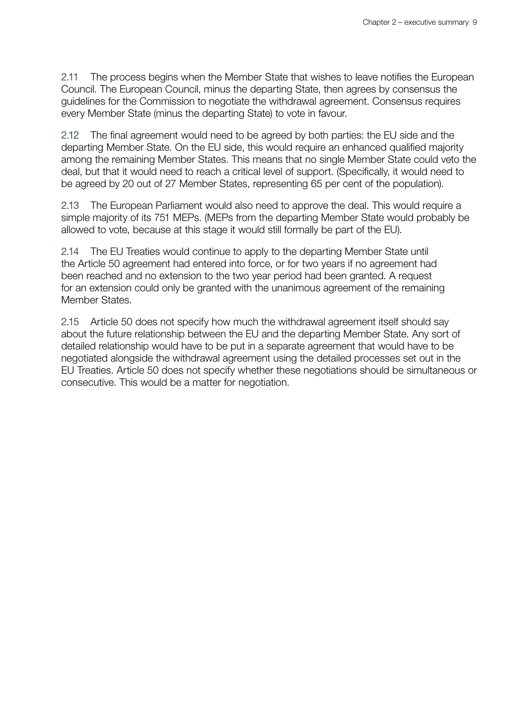2.11 The process begins when the Member State that wishes to leave notifies the European Council. The European Council, minus the departing State, then agrees by consensus the guidelines for the Commission to negotiate the withdrawal agreement. Consensus requires every Member State (minus the departing State) to vote in favour.

2.12 The final agreement would need to be agreed by both parties: the EU side and the departing Member State. On the EU side, this would require an enhanced qualified majority among the remaining Member States. This means that no single Member State could veto the deal, but that it would need to reach a critical level of support. (Specifically, it would need to be agreed by 20 out of 27 Member States, representing 65 per cent of the population).

2.13 The European Parliament would also need to approve the deal. This would require a simple majority of its 751 MEPs. (MEPs from the departing Member State would probably be allowed to vote, because at this stage it would still formally be part of the EU).

2.14 The EU Treaties would continue to apply to the departing Member State until the Article 50 agreement had entered into force, or for two years if no agreement had been reached and no extension to the two year period had been granted. A request for an extension could only be granted with the unanimous agreement of the remaining Member States.

2.15 Article 50 does not specify how much the withdrawal agreement itself should say about the future relationship between the EU and the departing Member State. Any sort of detailed relationship would have to be put in a separate agreement that would have to be negotiated alongside the withdrawal agreement using the detailed processes set out in the EU Treaties. Article 50 does not specify whether these negotiations should be simultaneous or consecutive. This would be a matter for negotiation.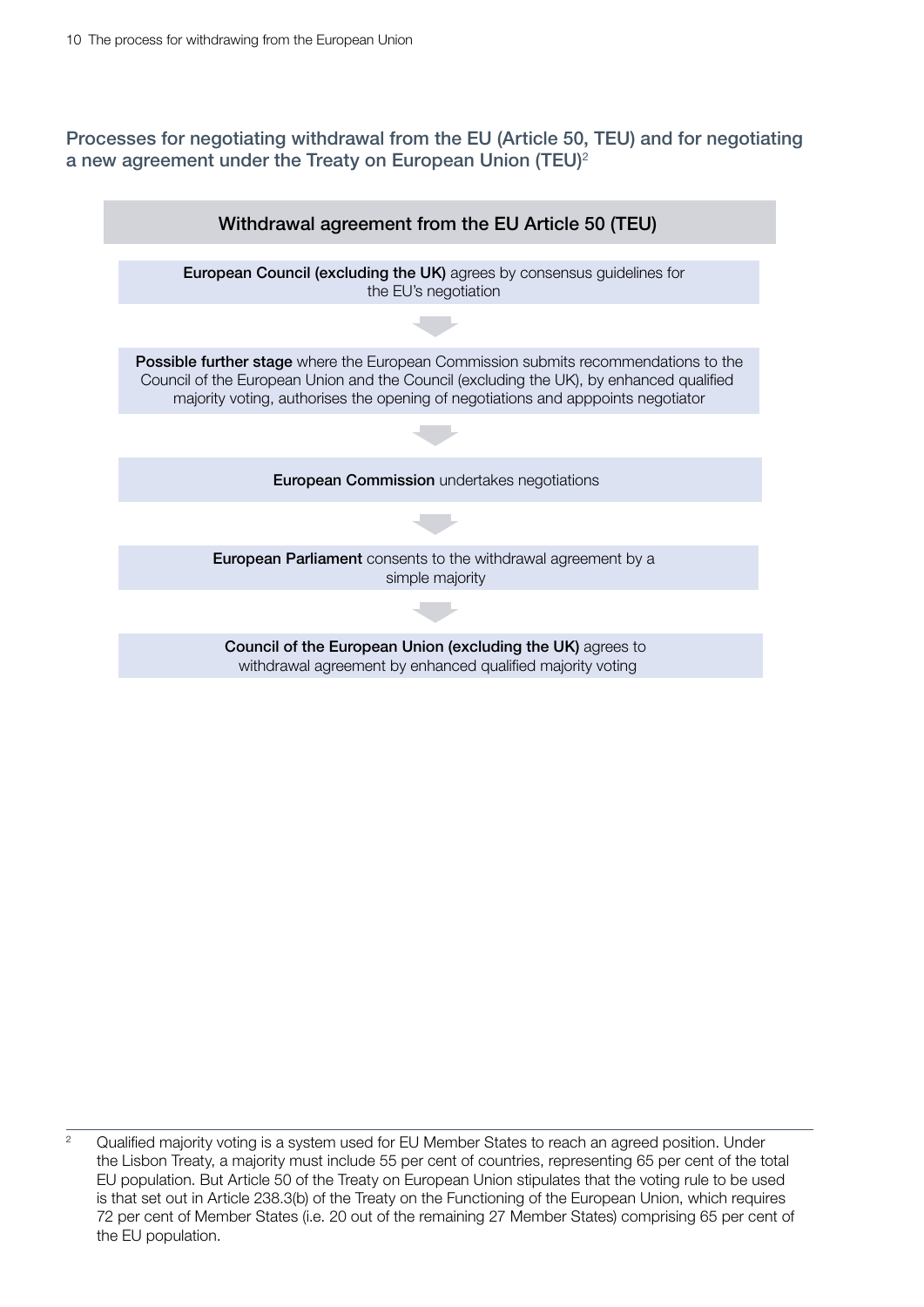### Processes for negotiating withdrawal from the EU (Article 50, TEU) and for negotiating a new agreement under the Treaty on European Union (TEU)[2]

**Withdrawal agreement from the EU Article 50 (TEU)**

**European Council (excluding the UK)** agrees by consensus guidelines for the EU's negotiation

↓

**Possible further stage** where the European Commission submits recommendations to the Council of the European Union and the Council (excluding the UK), by enhanced qualified majority voting, authorises the opening of negotiations and apppoints negotiator

↓

**European Commission** undertakes negotiations

↓

**European Parliament** consents to the withdrawal agreement by a simple majority

↓

**Council of the European Union (excluding the UK)** agrees to withdrawal agreement by enhanced qualified majority voting

---

[2] Qualified majority voting is a system used for EU Member States to reach an agreed position. Under the Lisbon Treaty, a majority must include 55 per cent of countries, representing 65 per cent of the total EU population. But Article 50 of the Treaty on European Union stipulates that the voting rule to be used is that set out in Article 238.3(b) of the Treaty on the Functioning of the European Union, which requires 72 per cent of Member States (i.e. 20 out of the remaining 27 Member States) comprising 65 per cent of the EU population.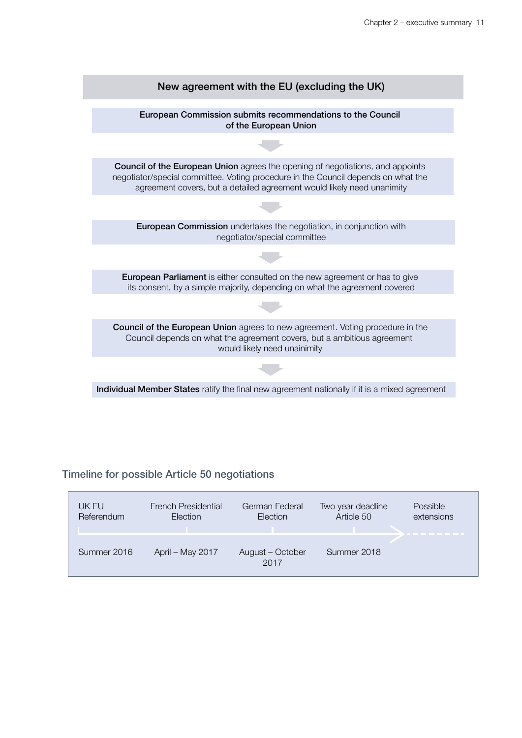## New agreement with the EU (excluding the UK)

**European Commission submits recommendations to the Council of the European Union**

↓

**Council of the European Union** agrees the opening of negotiations, and appoints negotiator/special committee. Voting procedure in the Council depends on what the agreement covers, but a detailed agreement would likely need unanimity

↓

**European Commission** undertakes the negotiation, in conjunction with negotiator/special committee

↓

**European Parliament** is either consulted on the new agreement or has to give its consent, by a simple majority, depending on what the agreement covered

↓

**Council of the European Union** agrees to new agreement. Voting procedure in the Council depends on what the agreement covers, but a ambitious agreement would likely need unainimity

↓

**Individual Member States** ratify the final new agreement nationally if it is a mixed agreement

### Timeline for possible Article 50 negotiations

| UK EU Referendum | French Presidential Election | German Federal Election | Two year deadline Article 50 | Possible extensions |
|---|---|---|---|---|
| Summer 2016 | April – May 2017 | August – October 2017 | Summer 2018 | |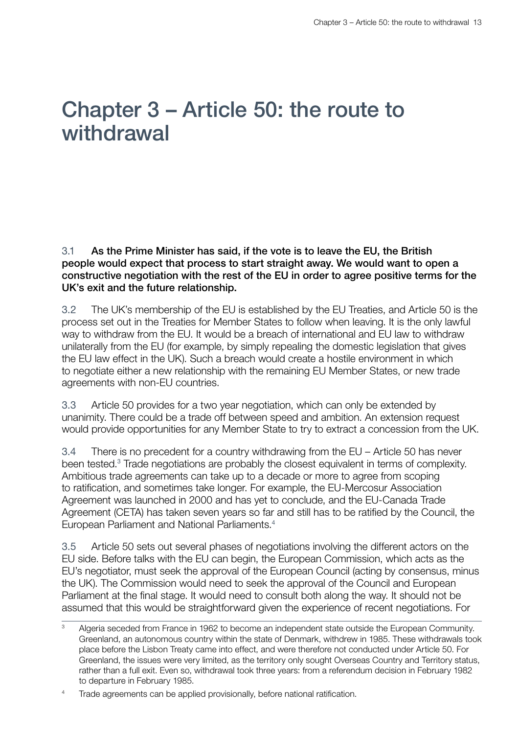# Chapter 3 – Article 50: the route to withdrawal

3.1 **As the Prime Minister has said, if the vote is to leave the EU, the British people would expect that process to start straight away. We would want to open a constructive negotiation with the rest of the EU in order to agree positive terms for the UK's exit and the future relationship.**

3.2 The UK's membership of the EU is established by the EU Treaties, and Article 50 is the process set out in the Treaties for Member States to follow when leaving. It is the only lawful way to withdraw from the EU. It would be a breach of international and EU law to withdraw unilaterally from the EU (for example, by simply repealing the domestic legislation that gives the EU law effect in the UK). Such a breach would create a hostile environment in which to negotiate either a new relationship with the remaining EU Member States, or new trade agreements with non-EU countries.

3.3 Article 50 provides for a two year negotiation, which can only be extended by unanimity. There could be a trade off between speed and ambition. An extension request would provide opportunities for any Member State to try to extract a concession from the UK.

3.4 There is no precedent for a country withdrawing from the EU – Article 50 has never been tested.[3] Trade negotiations are probably the closest equivalent in terms of complexity. Ambitious trade agreements can take up to a decade or more to agree from scoping to ratification, and sometimes take longer. For example, the EU-Mercosur Association Agreement was launched in 2000 and has yet to conclude, and the EU-Canada Trade Agreement (CETA) has taken seven years so far and still has to be ratified by the Council, the European Parliament and National Parliaments.[4]

3.5 Article 50 sets out several phases of negotiations involving the different actors on the EU side. Before talks with the EU can begin, the European Commission, which acts as the EU's negotiator, must seek the approval of the European Council (acting by consensus, minus the UK). The Commission would need to seek the approval of the Council and European Parliament at the final stage. It would need to consult both along the way. It should not be assumed that this would be straightforward given the experience of recent negotiations. For

[3] Algeria seceded from France in 1962 to become an independent state outside the European Community. Greenland, an autonomous country within the state of Denmark, withdrew in 1985. These withdrawals took place before the Lisbon Treaty came into effect, and were therefore not conducted under Article 50. For Greenland, the issues were very limited, as the territory only sought Overseas Country and Territory status, rather than a full exit. Even so, withdrawal took three years: from a referendum decision in February 1982 to departure in February 1985.

[4] Trade agreements can be applied provisionally, before national ratification.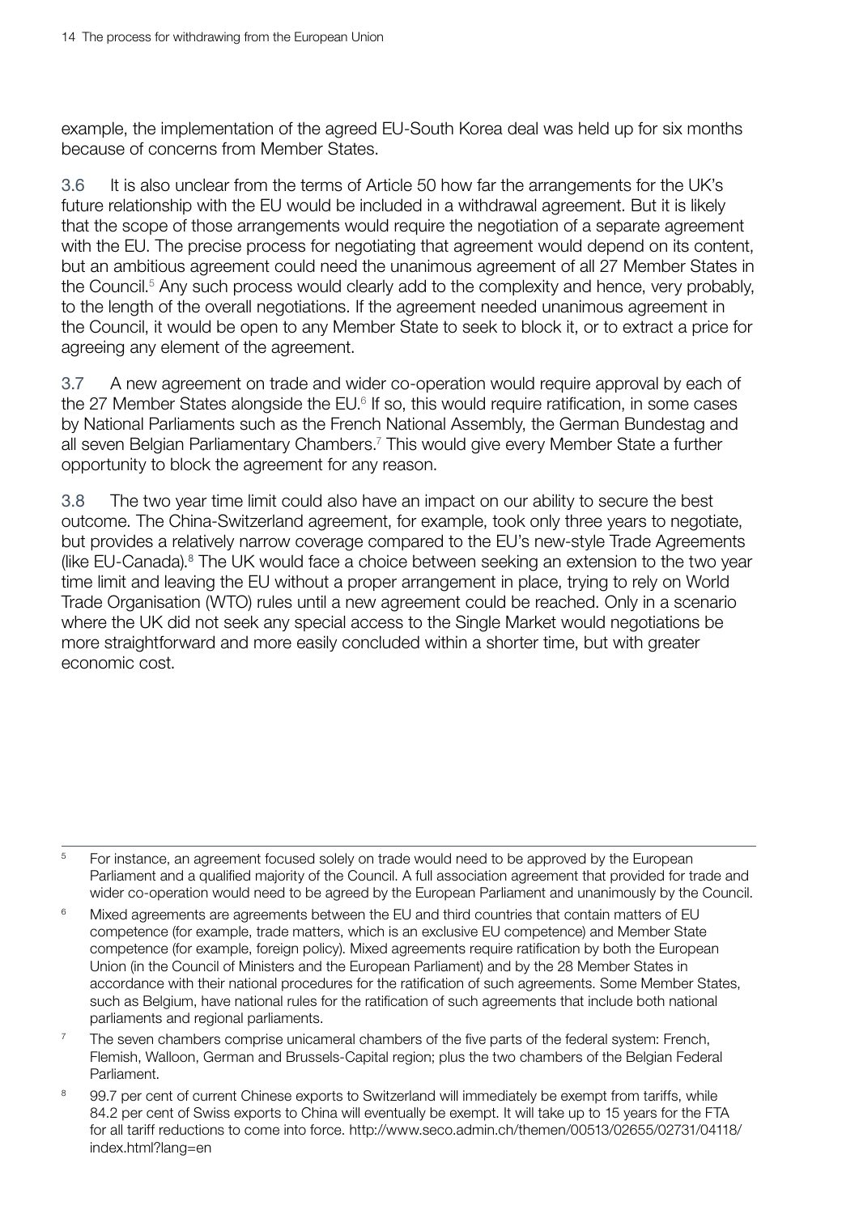example, the implementation of the agreed EU-South Korea deal was held up for six months because of concerns from Member States.

3.6 It is also unclear from the terms of Article 50 how far the arrangements for the UK's future relationship with the EU would be included in a withdrawal agreement. But it is likely that the scope of those arrangements would require the negotiation of a separate agreement with the EU. The precise process for negotiating that agreement would depend on its content, but an ambitious agreement could need the unanimous agreement of all 27 Member States in the Council.[5] Any such process would clearly add to the complexity and hence, very probably, to the length of the overall negotiations. If the agreement needed unanimous agreement in the Council, it would be open to any Member State to seek to block it, or to extract a price for agreeing any element of the agreement.

3.7 A new agreement on trade and wider co-operation would require approval by each of the 27 Member States alongside the EU.[6] If so, this would require ratification, in some cases by National Parliaments such as the French National Assembly, the German Bundestag and all seven Belgian Parliamentary Chambers.[7] This would give every Member State a further opportunity to block the agreement for any reason.

3.8 The two year time limit could also have an impact on our ability to secure the best outcome. The China-Switzerland agreement, for example, took only three years to negotiate, but provides a relatively narrow coverage compared to the EU's new-style Trade Agreements (like EU-Canada).[8] The UK would face a choice between seeking an extension to the two year time limit and leaving the EU without a proper arrangement in place, trying to rely on World Trade Organisation (WTO) rules until a new agreement could be reached. Only in a scenario where the UK did not seek any special access to the Single Market would negotiations be more straightforward and more easily concluded within a shorter time, but with greater economic cost.

---

[5] For instance, an agreement focused solely on trade would need to be approved by the European Parliament and a qualified majority of the Council. A full association agreement that provided for trade and wider co-operation would need to be agreed by the European Parliament and unanimously by the Council.

[6] Mixed agreements are agreements between the EU and third countries that contain matters of EU competence (for example, trade matters, which is an exclusive EU competence) and Member State competence (for example, foreign policy). Mixed agreements require ratification by both the European Union (in the Council of Ministers and the European Parliament) and by the 28 Member States in accordance with their national procedures for the ratification of such agreements. Some Member States, such as Belgium, have national rules for the ratification of such agreements that include both national parliaments and regional parliaments.

[7] The seven chambers comprise unicameral chambers of the five parts of the federal system: French, Flemish, Walloon, German and Brussels-Capital region; plus the two chambers of the Belgian Federal Parliament.

[8] 99.7 per cent of current Chinese exports to Switzerland will immediately be exempt from tariffs, while 84.2 per cent of Swiss exports to China will eventually be exempt. It will take up to 15 years for the FTA for all tariff reductions to come into force. http://www.seco.admin.ch/themen/00513/02655/02731/04118/index.html?lang=en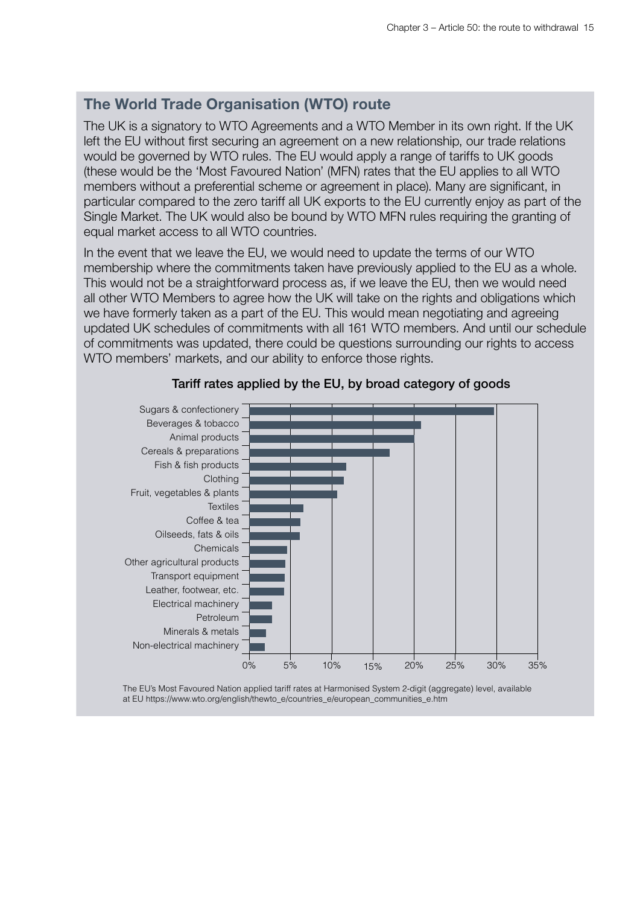## The World Trade Organisation (WTO) route

The UK is a signatory to WTO Agreements and a WTO Member in its own right. If the UK left the EU without first securing an agreement on a new relationship, our trade relations would be governed by WTO rules. The EU would apply a range of tariffs to UK goods (these would be the 'Most Favoured Nation' (MFN) rates that the EU applies to all WTO members without a preferential scheme or agreement in place). Many are significant, in particular compared to the zero tariff all UK exports to the EU currently enjoy as part of the Single Market. The UK would also be bound by WTO MFN rules requiring the granting of equal market access to all WTO countries.

In the event that we leave the EU, we would need to update the terms of our WTO membership where the commitments taken have previously applied to the EU as a whole. This would not be a straightforward process as, if we leave the EU, then we would need all other WTO Members to agree how the UK will take on the rights and obligations which we have formerly taken as a part of the EU. This would mean negotiating and agreeing updated UK schedules of commitments with all 161 WTO members. And until our schedule of commitments was updated, there could be questions surrounding our rights to access WTO members' markets, and our ability to enforce those rights.

**Tariff rates applied by the EU, by broad category of goods**

| Category |
|---|
| Sugars & confectionery |
| Beverages & tobacco |
| Animal products |
| Cereals & preparations |
| Fish & fish products |
| Clothing |
| Fruit, vegetables & plants |
| Textiles |
| Coffee & tea |
| Oilseeds, fats & oils |
| Chemicals |
| Other agricultural products |
| Transport equipment |
| Leather, footwear, etc. |
| Electrical machinery |
| Petroleum |
| Minerals & metals |
| Non-electrical machinery |

Axis: 0%, 5%, 10%, 15%, 20%, 25%, 30%, 35%

The EU's Most Favoured Nation applied tariff rates at Harmonised System 2-digit (aggregate) level, available at EU https://www.wto.org/english/thewto_e/countries_e/european_communities_e.htm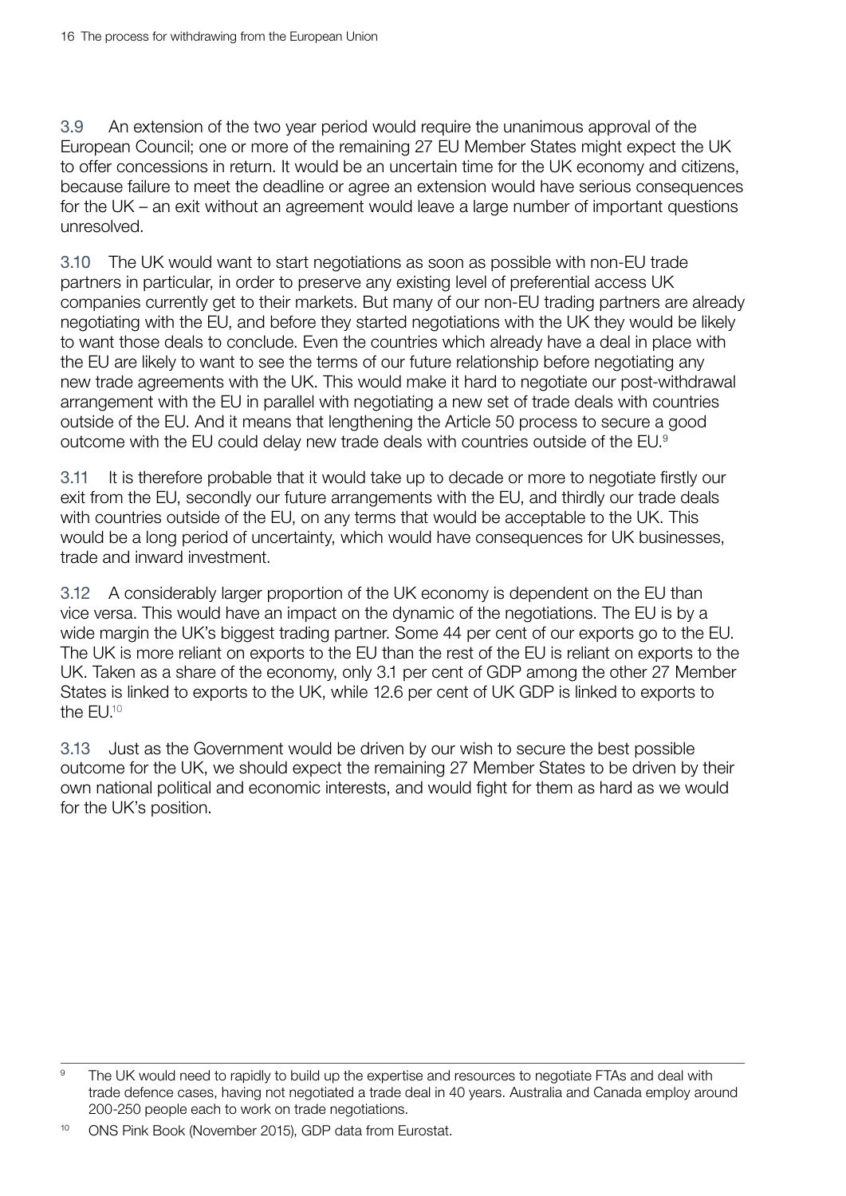3.9 An extension of the two year period would require the unanimous approval of the European Council; one or more of the remaining 27 EU Member States might expect the UK to offer concessions in return. It would be an uncertain time for the UK economy and citizens, because failure to meet the deadline or agree an extension would have serious consequences for the UK – an exit without an agreement would leave a large number of important questions unresolved.

3.10 The UK would want to start negotiations as soon as possible with non-EU trade partners in particular, in order to preserve any existing level of preferential access UK companies currently get to their markets. But many of our non-EU trading partners are already negotiating with the EU, and before they started negotiations with the UK they would be likely to want those deals to conclude. Even the countries which already have a deal in place with the EU are likely to want to see the terms of our future relationship before negotiating any new trade agreements with the UK. This would make it hard to negotiate our post-withdrawal arrangement with the EU in parallel with negotiating a new set of trade deals with countries outside of the EU. And it means that lengthening the Article 50 process to secure a good outcome with the EU could delay new trade deals with countries outside of the EU.[9]

3.11 It is therefore probable that it would take up to decade or more to negotiate firstly our exit from the EU, secondly our future arrangements with the EU, and thirdly our trade deals with countries outside of the EU, on any terms that would be acceptable to the UK. This would be a long period of uncertainty, which would have consequences for UK businesses, trade and inward investment.

3.12 A considerably larger proportion of the UK economy is dependent on the EU than vice versa. This would have an impact on the dynamic of the negotiations. The EU is by a wide margin the UK's biggest trading partner. Some 44 per cent of our exports go to the EU. The UK is more reliant on exports to the EU than the rest of the EU is reliant on exports to the UK. Taken as a share of the economy, only 3.1 per cent of GDP among the other 27 Member States is linked to exports to the UK, while 12.6 per cent of UK GDP is linked to exports to the EU.[10]

3.13 Just as the Government would be driven by our wish to secure the best possible outcome for the UK, we should expect the remaining 27 Member States to be driven by their own national political and economic interests, and would fight for them as hard as we would for the UK's position.

---

[9] The UK would need to rapidly to build up the expertise and resources to negotiate FTAs and deal with trade defence cases, having not negotiated a trade deal in 40 years. Australia and Canada employ around 200-250 people each to work on trade negotiations.

[10] ONS Pink Book (November 2015), GDP data from Eurostat.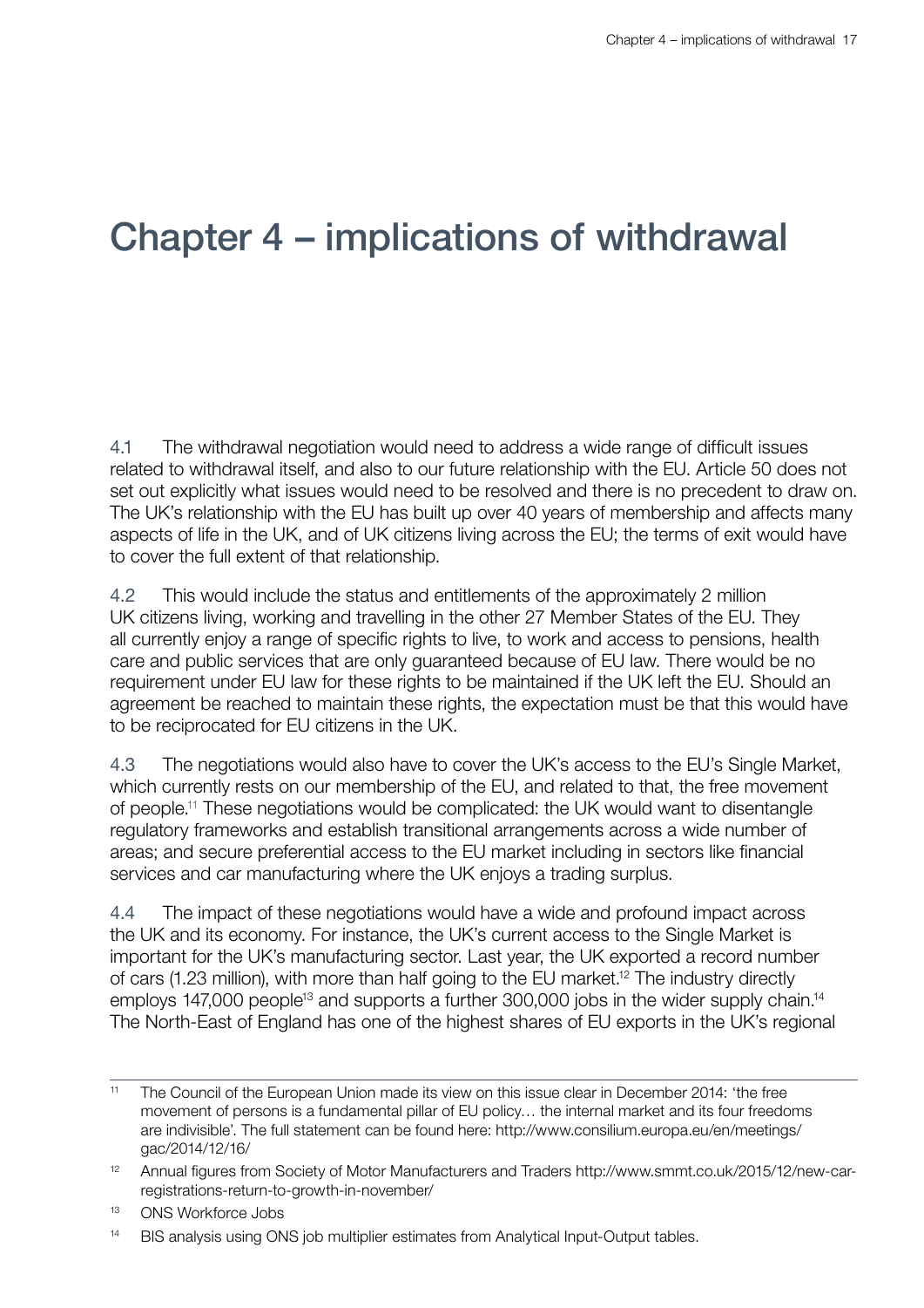# Chapter 4 – implications of withdrawal

4.1 The withdrawal negotiation would need to address a wide range of difficult issues related to withdrawal itself, and also to our future relationship with the EU. Article 50 does not set out explicitly what issues would need to be resolved and there is no precedent to draw on. The UK's relationship with the EU has built up over 40 years of membership and affects many aspects of life in the UK, and of UK citizens living across the EU; the terms of exit would have to cover the full extent of that relationship.

4.2 This would include the status and entitlements of the approximately 2 million UK citizens living, working and travelling in the other 27 Member States of the EU. They all currently enjoy a range of specific rights to live, to work and access to pensions, health care and public services that are only guaranteed because of EU law. There would be no requirement under EU law for these rights to be maintained if the UK left the EU. Should an agreement be reached to maintain these rights, the expectation must be that this would have to be reciprocated for EU citizens in the UK.

4.3 The negotiations would also have to cover the UK's access to the EU's Single Market, which currently rests on our membership of the EU, and related to that, the free movement of people.[11] These negotiations would be complicated: the UK would want to disentangle regulatory frameworks and establish transitional arrangements across a wide number of areas; and secure preferential access to the EU market including in sectors like financial services and car manufacturing where the UK enjoys a trading surplus.

4.4 The impact of these negotiations would have a wide and profound impact across the UK and its economy. For instance, the UK's current access to the Single Market is important for the UK's manufacturing sector. Last year, the UK exported a record number of cars (1.23 million), with more than half going to the EU market.[12] The industry directly employs 147,000 people[13] and supports a further 300,000 jobs in the wider supply chain.[14] The North-East of England has one of the highest shares of EU exports in the UK's regional

---

[11] The Council of the European Union made its view on this issue clear in December 2014: 'the free movement of persons is a fundamental pillar of EU policy… the internal market and its four freedoms are indivisible'. The full statement can be found here: http://www.consilium.europa.eu/en/meetings/gac/2014/12/16/

[12] Annual figures from Society of Motor Manufacturers and Traders http://www.smmt.co.uk/2015/12/new-car-registrations-return-to-growth-in-november/

[13] ONS Workforce Jobs

[14] BIS analysis using ONS job multiplier estimates from Analytical Input-Output tables.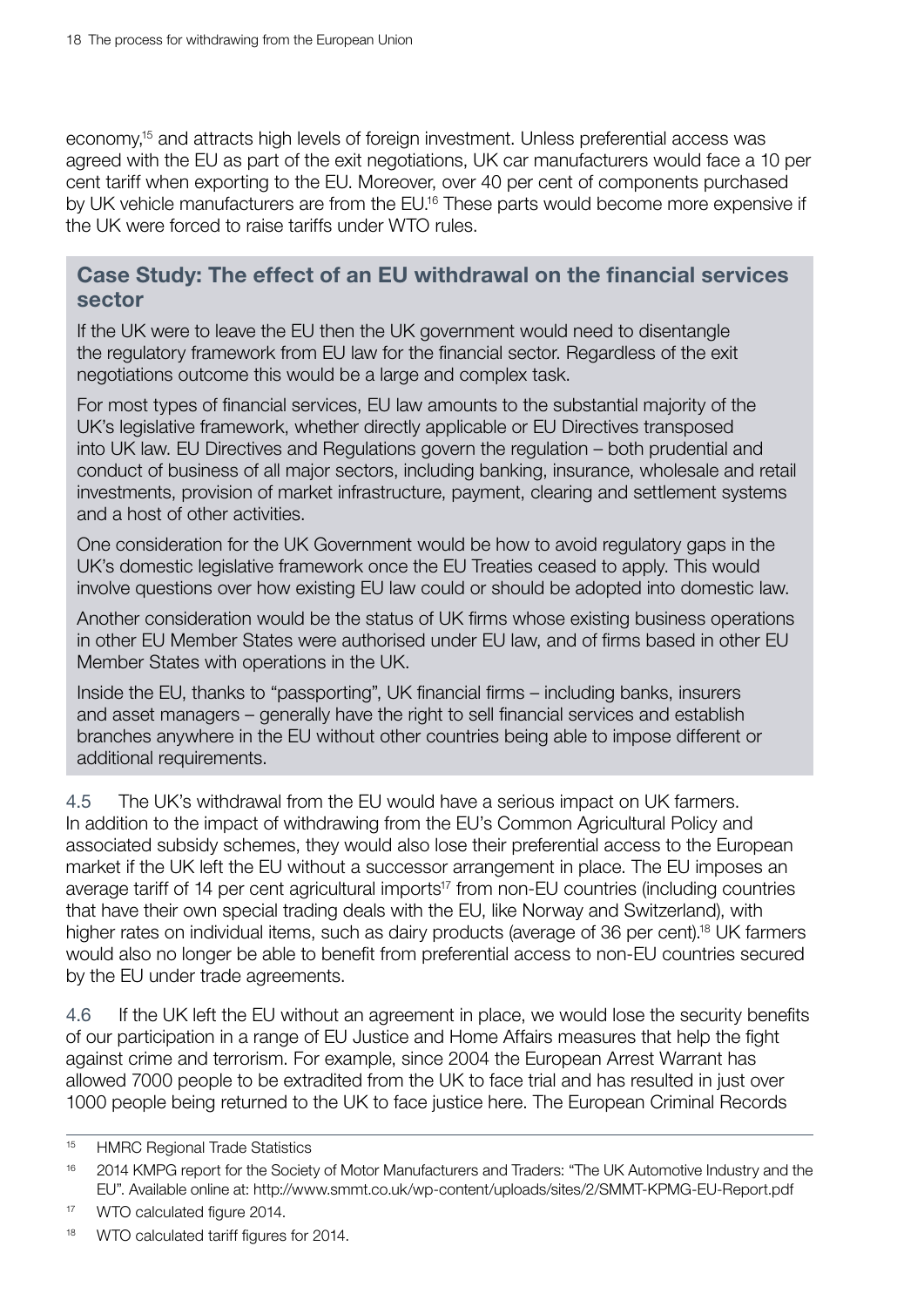economy,[15] and attracts high levels of foreign investment. Unless preferential access was agreed with the EU as part of the exit negotiations, UK car manufacturers would face a 10 per cent tariff when exporting to the EU. Moreover, over 40 per cent of components purchased by UK vehicle manufacturers are from the EU.[16] These parts would become more expensive if the UK were forced to raise tariffs under WTO rules.

### Case Study: The effect of an EU withdrawal on the financial services sector

If the UK were to leave the EU then the UK government would need to disentangle the regulatory framework from EU law for the financial sector. Regardless of the exit negotiations outcome this would be a large and complex task.

For most types of financial services, EU law amounts to the substantial majority of the UK's legislative framework, whether directly applicable or EU Directives transposed into UK law. EU Directives and Regulations govern the regulation – both prudential and conduct of business of all major sectors, including banking, insurance, wholesale and retail investments, provision of market infrastructure, payment, clearing and settlement systems and a host of other activities.

One consideration for the UK Government would be how to avoid regulatory gaps in the UK's domestic legislative framework once the EU Treaties ceased to apply. This would involve questions over how existing EU law could or should be adopted into domestic law.

Another consideration would be the status of UK firms whose existing business operations in other EU Member States were authorised under EU law, and of firms based in other EU Member States with operations in the UK.

Inside the EU, thanks to "passporting", UK financial firms – including banks, insurers and asset managers – generally have the right to sell financial services and establish branches anywhere in the EU without other countries being able to impose different or additional requirements.

4.5 The UK's withdrawal from the EU would have a serious impact on UK farmers. In addition to the impact of withdrawing from the EU's Common Agricultural Policy and associated subsidy schemes, they would also lose their preferential access to the European market if the UK left the EU without a successor arrangement in place. The EU imposes an average tariff of 14 per cent agricultural imports[17] from non-EU countries (including countries that have their own special trading deals with the EU, like Norway and Switzerland), with higher rates on individual items, such as dairy products (average of 36 per cent).[18] UK farmers would also no longer be able to benefit from preferential access to non-EU countries secured by the EU under trade agreements.

4.6 If the UK left the EU without an agreement in place, we would lose the security benefits of our participation in a range of EU Justice and Home Affairs measures that help the fight against crime and terrorism. For example, since 2004 the European Arrest Warrant has allowed 7000 people to be extradited from the UK to face trial and has resulted in just over 1000 people being returned to the UK to face justice here. The European Criminal Records

---

[15] HMRC Regional Trade Statistics

[16] 2014 KMPG report for the Society of Motor Manufacturers and Traders: "The UK Automotive Industry and the EU". Available online at: http://www.smmt.co.uk/wp-content/uploads/sites/2/SMMT-KPMG-EU-Report.pdf

[17] WTO calculated figure 2014.

[18] WTO calculated tariff figures for 2014.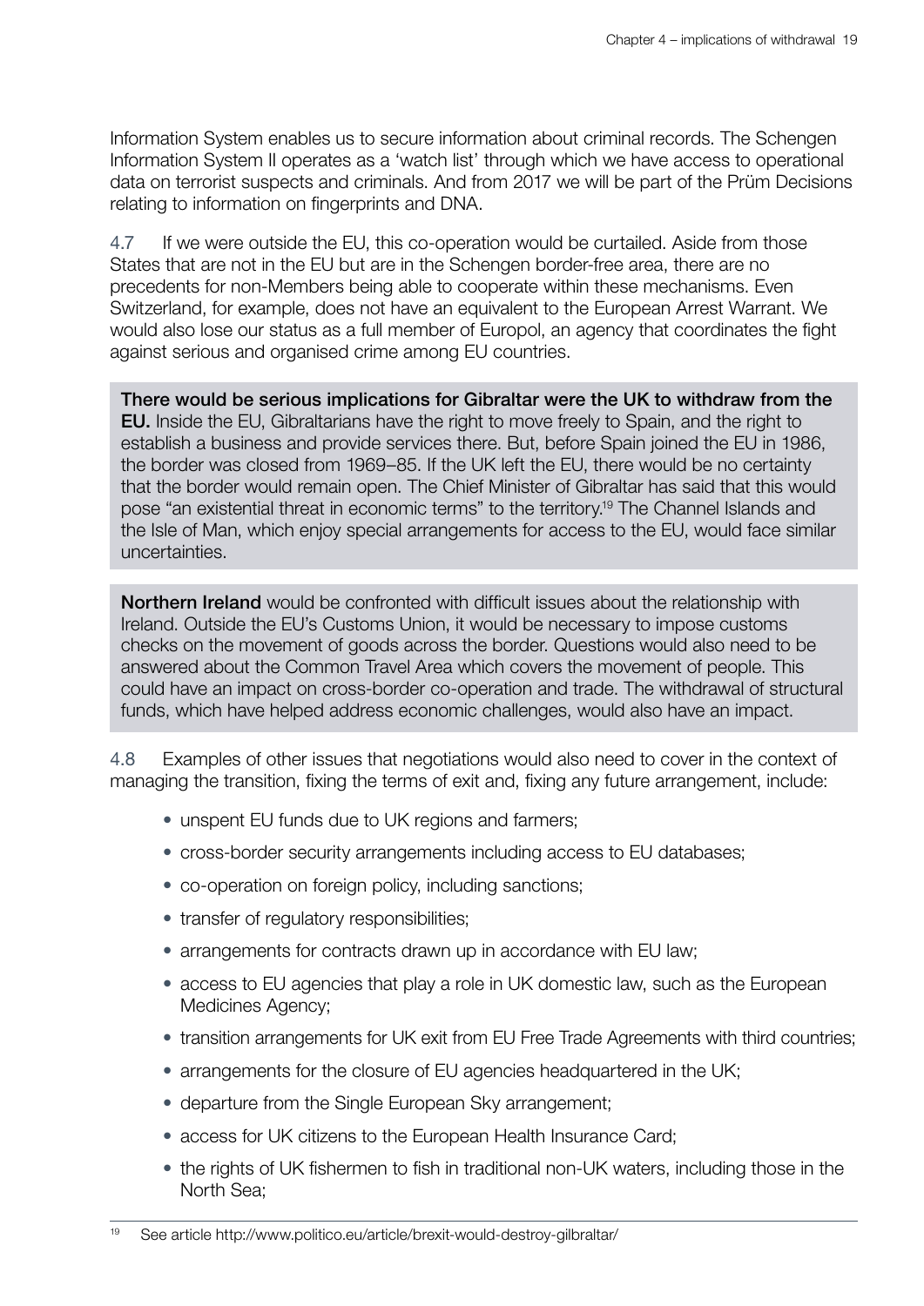Information System enables us to secure information about criminal records. The Schengen Information System II operates as a 'watch list' through which we have access to operational data on terrorist suspects and criminals. And from 2017 we will be part of the Prüm Decisions relating to information on fingerprints and DNA.

4.7 If we were outside the EU, this co-operation would be curtailed. Aside from those States that are not in the EU but are in the Schengen border-free area, there are no precedents for non-Members being able to cooperate within these mechanisms. Even Switzerland, for example, does not have an equivalent to the European Arrest Warrant. We would also lose our status as a full member of Europol, an agency that coordinates the fight against serious and organised crime among EU countries.

**There would be serious implications for Gibraltar were the UK to withdraw from the EU.** Inside the EU, Gibraltarians have the right to move freely to Spain, and the right to establish a business and provide services there. But, before Spain joined the EU in 1986, the border was closed from 1969–85. If the UK left the EU, there would be no certainty that the border would remain open. The Chief Minister of Gibraltar has said that this would pose "an existential threat in economic terms" to the territory.[19] The Channel Islands and the Isle of Man, which enjoy special arrangements for access to the EU, would face similar uncertainties.

**Northern Ireland** would be confronted with difficult issues about the relationship with Ireland. Outside the EU's Customs Union, it would be necessary to impose customs checks on the movement of goods across the border. Questions would also need to be answered about the Common Travel Area which covers the movement of people. This could have an impact on cross-border co-operation and trade. The withdrawal of structural funds, which have helped address economic challenges, would also have an impact.

4.8 Examples of other issues that negotiations would also need to cover in the context of managing the transition, fixing the terms of exit and, fixing any future arrangement, include:

- unspent EU funds due to UK regions and farmers;
- cross-border security arrangements including access to EU databases;
- co-operation on foreign policy, including sanctions;
- transfer of regulatory responsibilities;
- arrangements for contracts drawn up in accordance with EU law;
- access to EU agencies that play a role in UK domestic law, such as the European Medicines Agency;
- transition arrangements for UK exit from EU Free Trade Agreements with third countries;
- arrangements for the closure of EU agencies headquartered in the UK;
- departure from the Single European Sky arrangement;
- access for UK citizens to the European Health Insurance Card;
- the rights of UK fishermen to fish in traditional non-UK waters, including those in the North Sea;

[19] See article http://www.politico.eu/article/brexit-would-destroy-gilbraltar/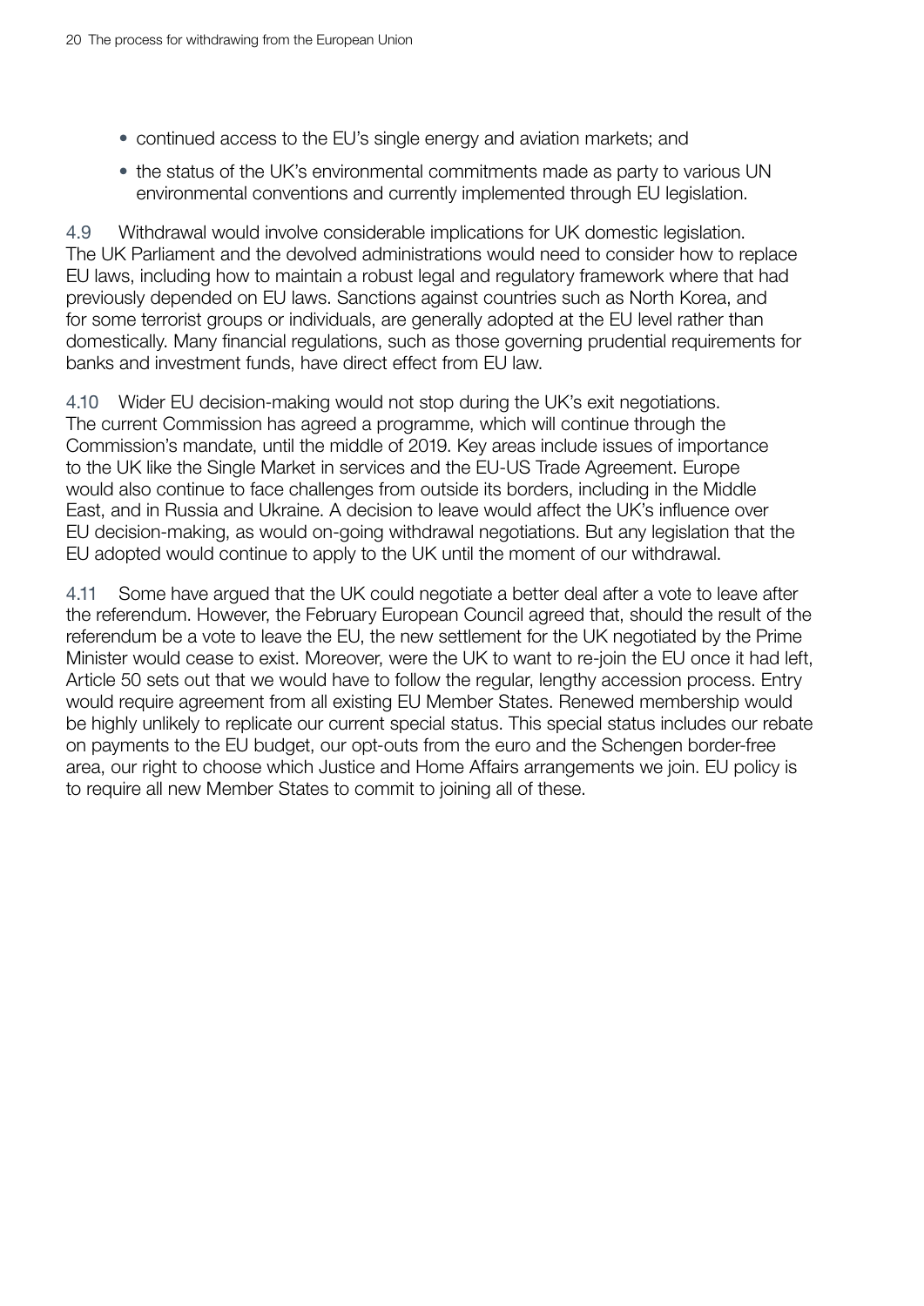- continued access to the EU's single energy and aviation markets; and
- the status of the UK's environmental commitments made as party to various UN environmental conventions and currently implemented through EU legislation.

4.9 Withdrawal would involve considerable implications for UK domestic legislation. The UK Parliament and the devolved administrations would need to consider how to replace EU laws, including how to maintain a robust legal and regulatory framework where that had previously depended on EU laws. Sanctions against countries such as North Korea, and for some terrorist groups or individuals, are generally adopted at the EU level rather than domestically. Many financial regulations, such as those governing prudential requirements for banks and investment funds, have direct effect from EU law.

4.10 Wider EU decision-making would not stop during the UK's exit negotiations. The current Commission has agreed a programme, which will continue through the Commission's mandate, until the middle of 2019. Key areas include issues of importance to the UK like the Single Market in services and the EU-US Trade Agreement. Europe would also continue to face challenges from outside its borders, including in the Middle East, and in Russia and Ukraine. A decision to leave would affect the UK's influence over EU decision-making, as would on-going withdrawal negotiations. But any legislation that the EU adopted would continue to apply to the UK until the moment of our withdrawal.

4.11 Some have argued that the UK could negotiate a better deal after a vote to leave after the referendum. However, the February European Council agreed that, should the result of the referendum be a vote to leave the EU, the new settlement for the UK negotiated by the Prime Minister would cease to exist. Moreover, were the UK to want to re-join the EU once it had left, Article 50 sets out that we would have to follow the regular, lengthy accession process. Entry would require agreement from all existing EU Member States. Renewed membership would be highly unlikely to replicate our current special status. This special status includes our rebate on payments to the EU budget, our opt-outs from the euro and the Schengen border-free area, our right to choose which Justice and Home Affairs arrangements we join. EU policy is to require all new Member States to commit to joining all of these.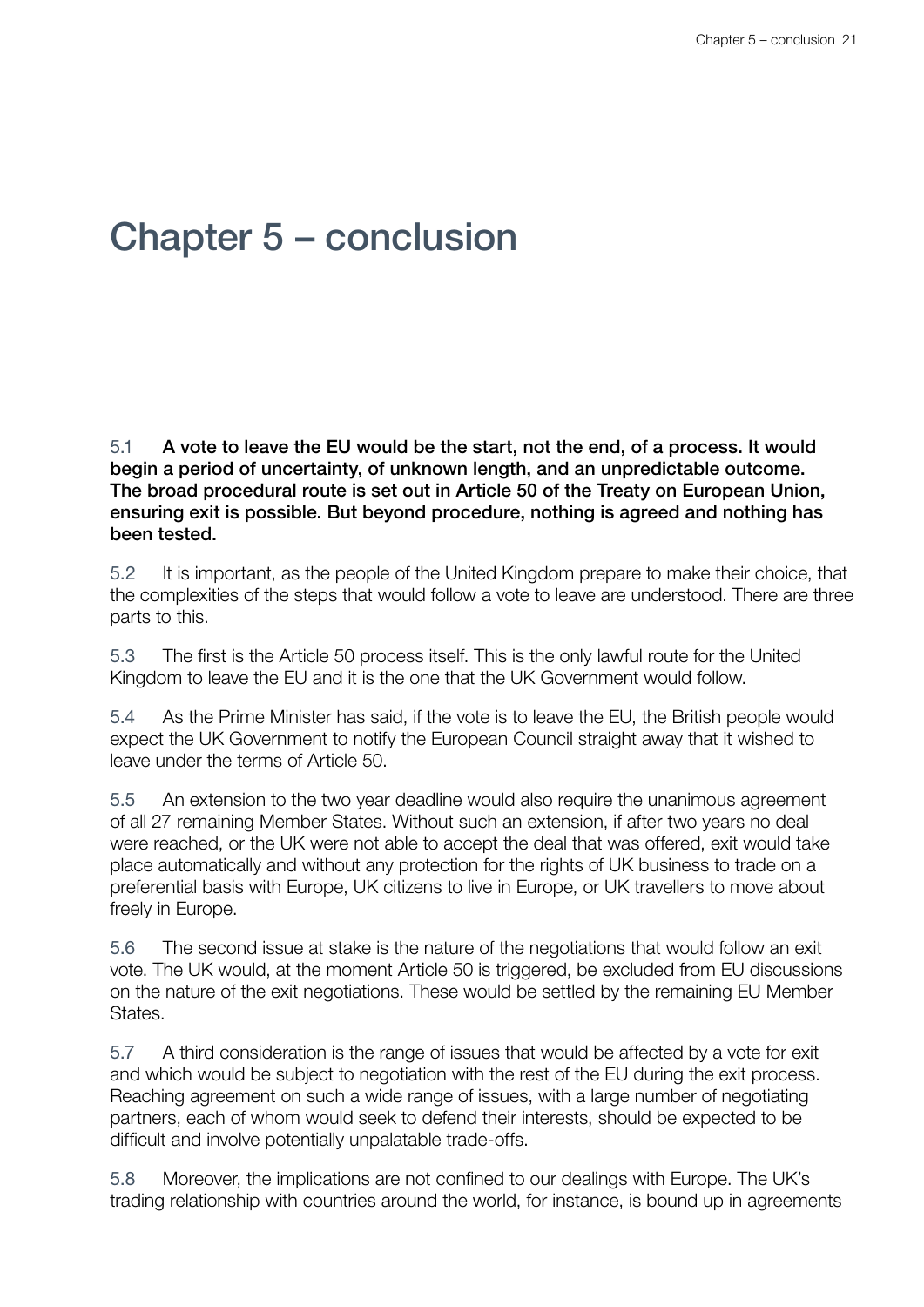# Chapter 5 – conclusion

5.1 **A vote to leave the EU would be the start, not the end, of a process. It would begin a period of uncertainty, of unknown length, and an unpredictable outcome. The broad procedural route is set out in Article 50 of the Treaty on European Union, ensuring exit is possible. But beyond procedure, nothing is agreed and nothing has been tested.**

5.2 It is important, as the people of the United Kingdom prepare to make their choice, that the complexities of the steps that would follow a vote to leave are understood. There are three parts to this.

5.3 The first is the Article 50 process itself. This is the only lawful route for the United Kingdom to leave the EU and it is the one that the UK Government would follow.

5.4 As the Prime Minister has said, if the vote is to leave the EU, the British people would expect the UK Government to notify the European Council straight away that it wished to leave under the terms of Article 50.

5.5 An extension to the two year deadline would also require the unanimous agreement of all 27 remaining Member States. Without such an extension, if after two years no deal were reached, or the UK were not able to accept the deal that was offered, exit would take place automatically and without any protection for the rights of UK business to trade on a preferential basis with Europe, UK citizens to live in Europe, or UK travellers to move about freely in Europe.

5.6 The second issue at stake is the nature of the negotiations that would follow an exit vote. The UK would, at the moment Article 50 is triggered, be excluded from EU discussions on the nature of the exit negotiations. These would be settled by the remaining EU Member States.

5.7 A third consideration is the range of issues that would be affected by a vote for exit and which would be subject to negotiation with the rest of the EU during the exit process. Reaching agreement on such a wide range of issues, with a large number of negotiating partners, each of whom would seek to defend their interests, should be expected to be difficult and involve potentially unpalatable trade-offs.

5.8 Moreover, the implications are not confined to our dealings with Europe. The UK's trading relationship with countries around the world, for instance, is bound up in agreements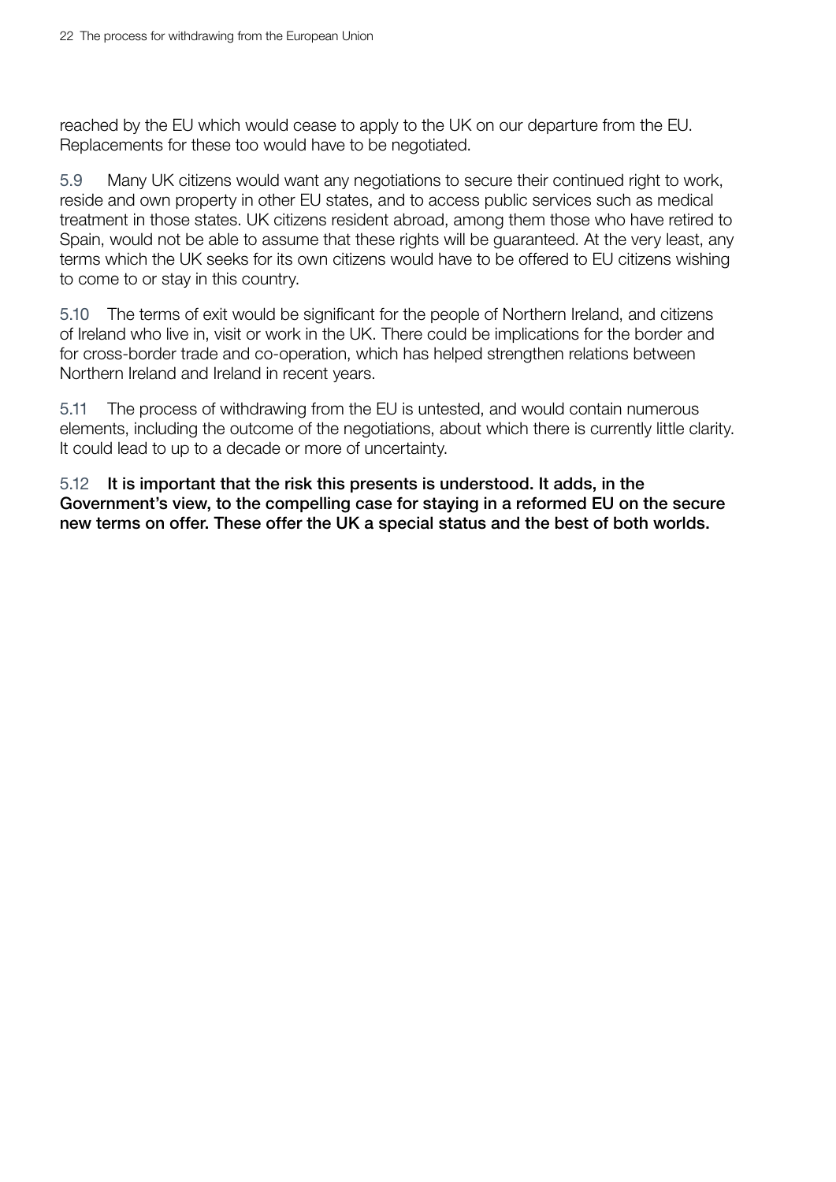reached by the EU which would cease to apply to the UK on our departure from the EU. Replacements for these too would have to be negotiated.

5.9 Many UK citizens would want any negotiations to secure their continued right to work, reside and own property in other EU states, and to access public services such as medical treatment in those states. UK citizens resident abroad, among them those who have retired to Spain, would not be able to assume that these rights will be guaranteed. At the very least, any terms which the UK seeks for its own citizens would have to be offered to EU citizens wishing to come to or stay in this country.

5.10 The terms of exit would be significant for the people of Northern Ireland, and citizens of Ireland who live in, visit or work in the UK. There could be implications for the border and for cross-border trade and co-operation, which has helped strengthen relations between Northern Ireland and Ireland in recent years.

5.11 The process of withdrawing from the EU is untested, and would contain numerous elements, including the outcome of the negotiations, about which there is currently little clarity. It could lead to up to a decade or more of uncertainty.

5.12 **It is important that the risk this presents is understood. It adds, in the Government's view, to the compelling case for staying in a reformed EU on the secure new terms on offer. These offer the UK a special status and the best of both worlds.**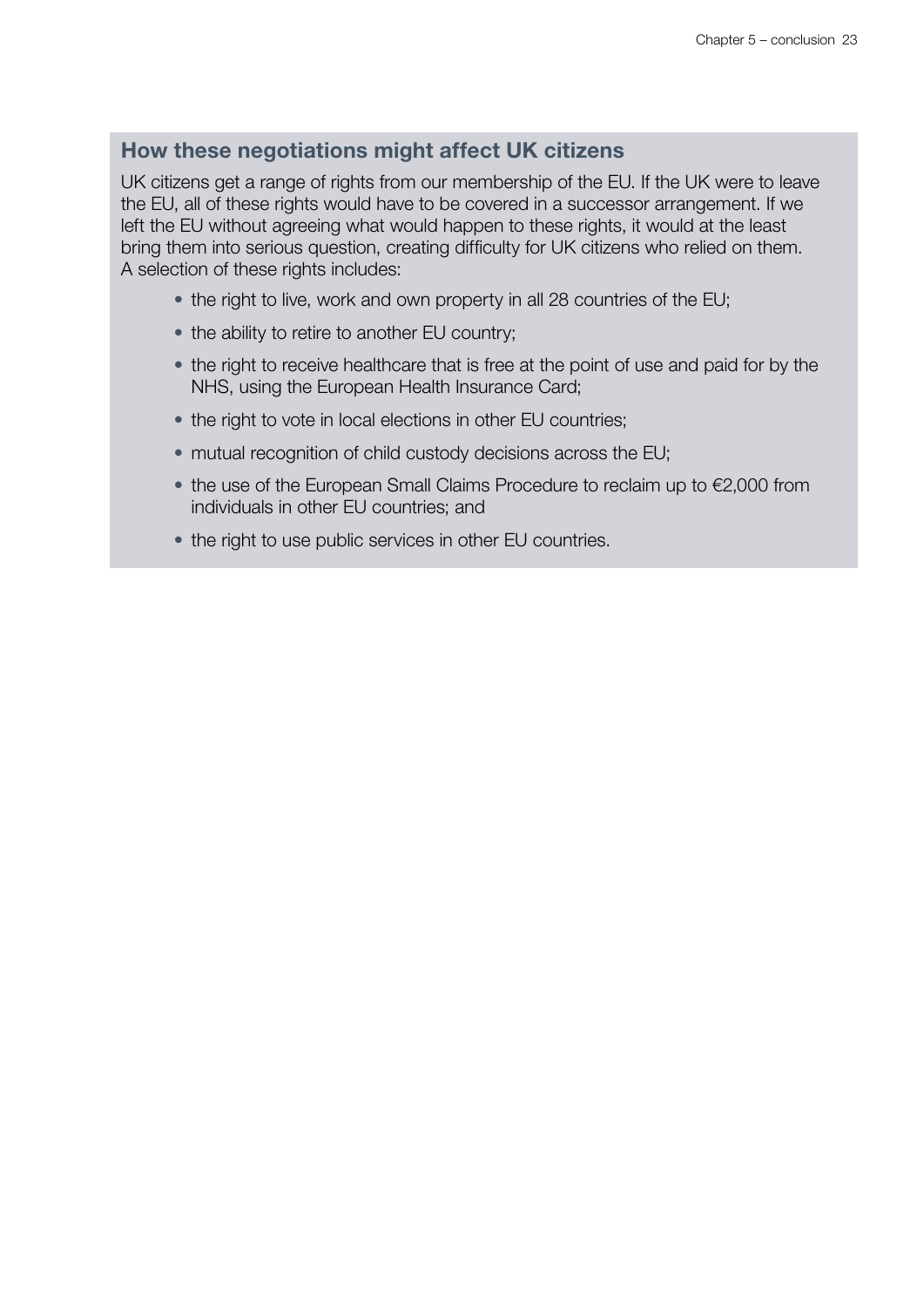## How these negotiations might affect UK citizens

UK citizens get a range of rights from our membership of the EU. If the UK were to leave the EU, all of these rights would have to be covered in a successor arrangement. If we left the EU without agreeing what would happen to these rights, it would at the least bring them into serious question, creating difficulty for UK citizens who relied on them. A selection of these rights includes:

- the right to live, work and own property in all 28 countries of the EU;
- the ability to retire to another EU country;
- the right to receive healthcare that is free at the point of use and paid for by the NHS, using the European Health Insurance Card;
- the right to vote in local elections in other EU countries;
- mutual recognition of child custody decisions across the EU;
- the use of the European Small Claims Procedure to reclaim up to €2,000 from individuals in other EU countries; and
- the right to use public services in other EU countries.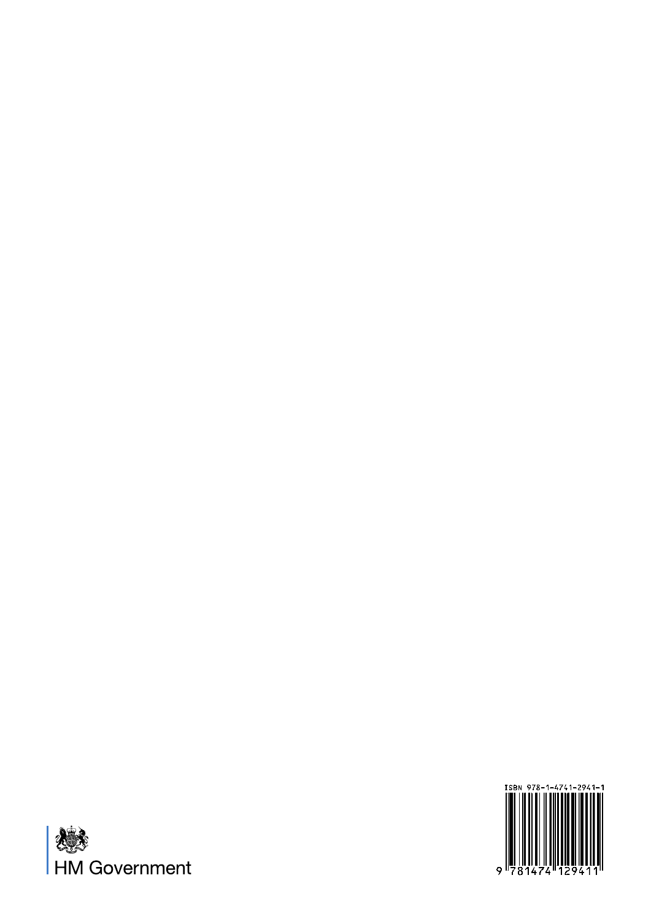HM Government

ISBN 978-1-4741-2941-1

9 781474 129411